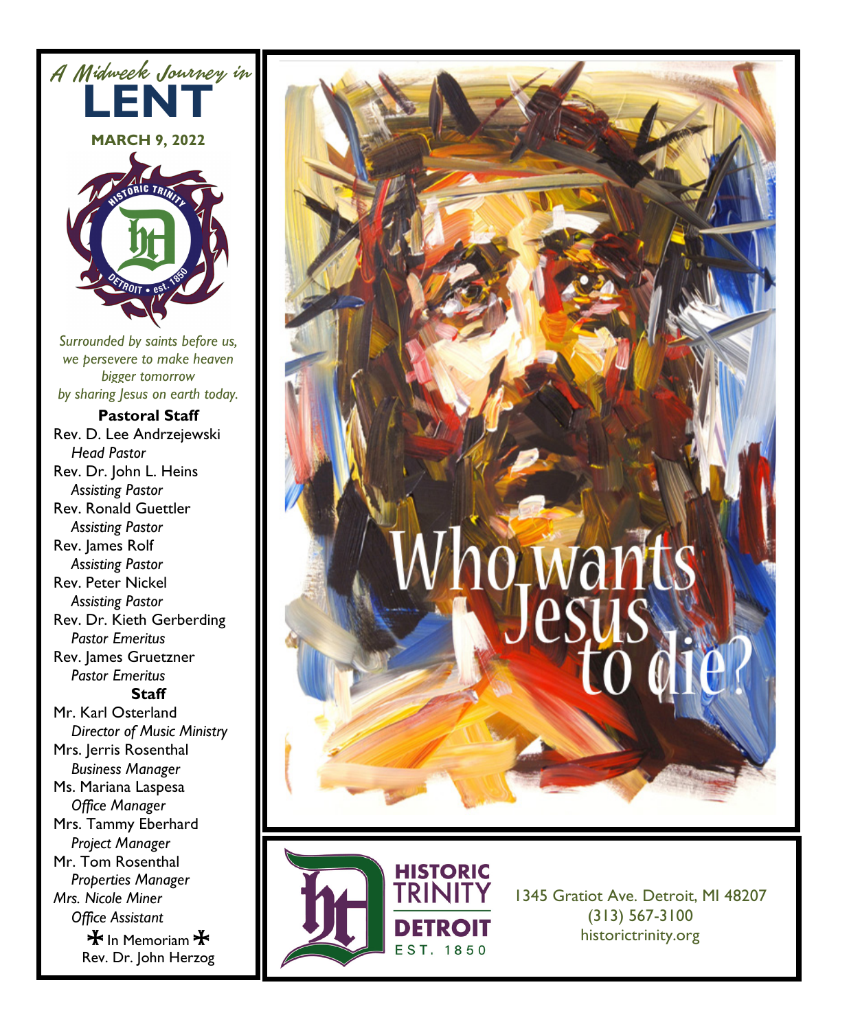*A Midweek Journey in*

# LENT

**MARCH 9, 2022**

HISTORIC TRINITY DETROIT • est. 1850

*Surrounded by saints before us, we persevere to make heaven bigger tomorrow by sharing Jesus on earth today.*

**Pastoral Staff**

Rev. D. Lee Andrzejewski
*Head Pastor*

Rev. Dr. John L. Heins
*Assisting Pastor*

Rev. Ronald Guettler
*Assisting Pastor*

Rev. James Rolf
*Assisting Pastor*

Rev. Peter Nickel
*Assisting Pastor*

Rev. Dr. Kieth Gerberding
*Pastor Emeritus*

Rev. James Gruetzner
*Pastor Emeritus*

**Staff**

Mr. Karl Osterland
*Director of Music Ministry*

Mrs. Jerris Rosenthal
*Business Manager*

Ms. Mariana Laspesa
*Office Manager*

Mrs. Tammy Eberhard
*Project Manager*

Mr. Tom Rosenthal
*Properties Manager*

*Mrs. Nicole Miner*
*Office Assistant*

✠ In Memoriam ✠
Rev. Dr. John Herzog

# Who wants Jesus to die?

HISTORIC TRINITY DETROIT
EST. 1850

1345 Gratiot Ave. Detroit, MI 48207
(313) 567-3100
historictrinity.org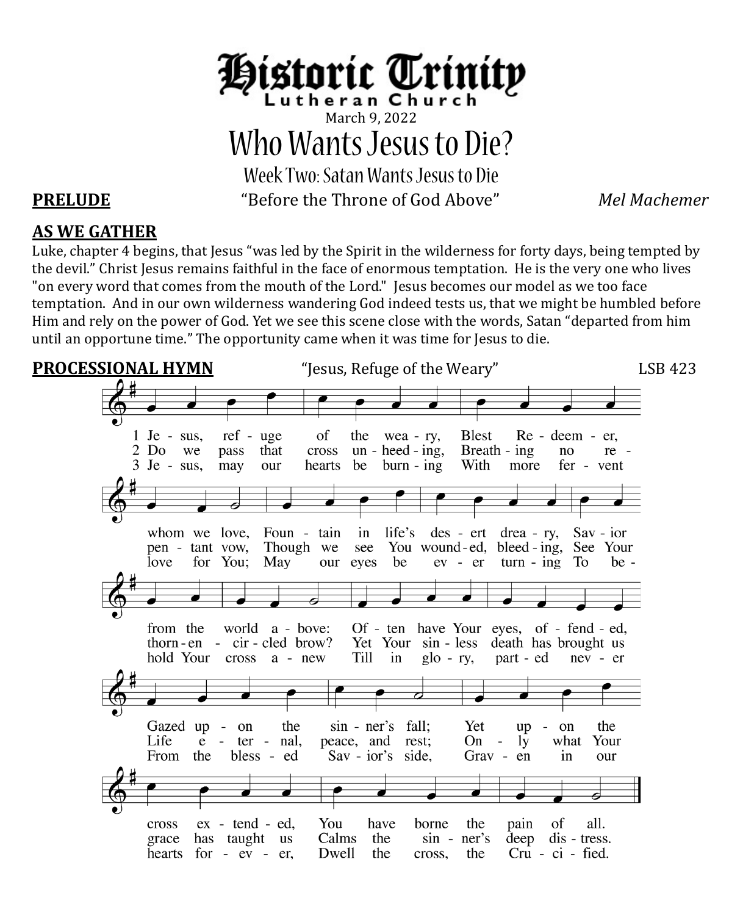# Historic Trinity

Lutheran Church

March 9, 2022

# Who Wants Jesus to Die?

## Week Two: Satan Wants Jesus to Die

**PRELUDE** "Before the Throne of God Above" *Mel Machemer*

**AS WE GATHER**

Luke, chapter 4 begins, that Jesus "was led by the Spirit in the wilderness for forty days, being tempted by the devil." Christ Jesus remains faithful in the face of enormous temptation. He is the very one who lives "on every word that comes from the mouth of the Lord." Jesus becomes our model as we too face temptation. And in our own wilderness wandering God indeed tests us, that we might be humbled before Him and rely on the power of God. Yet we see this scene close with the words, Satan "departed from him until an opportune time." The opportunity came when it was time for Jesus to die.

**PROCESSIONAL HYMN** "Jesus, Refuge of the Weary" LSB 423

1 Jesus, refuge of the weary, Blest Redeemer, whom we love, Fountain in life's desert dreary, Savior from the world above: Often have Your eyes, offended, Gazed upon the sinner's fall; Yet upon the cross extended, You have borne the pain of all.

2 Do we pass that cross unheeding, Breathing no repentant vow, Though we see You wounded, bleeding, See Your thorn-encircled brow? Yet Your sinless death has brought us Life eternal, peace, and rest; Only what Your grace has taught us Calms the sinner's deep distress.

3 Jesus, may our hearts be burning With more fervent love for You; May our eyes be ever turning To behold Your cross anew Till in glory, parted never From the blessed Savior's side, Graven in our hearts forever, Dwell the cross, the Crucified.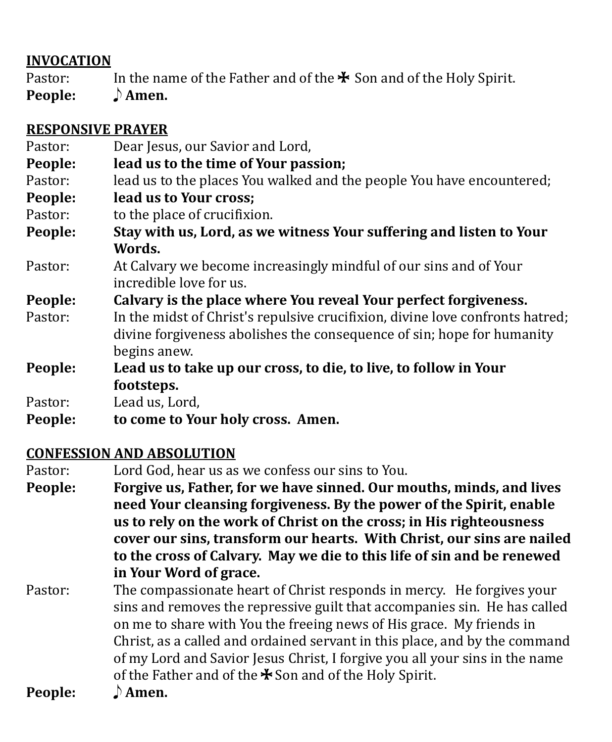## INVOCATION

Pastor: In the name of the Father and of the ✠ Son and of the Holy Spirit.

**People: ♪ Amen.**

## RESPONSIVE PRAYER

Pastor: Dear Jesus, our Savior and Lord,

**People: lead us to the time of Your passion;**

Pastor: lead us to the places You walked and the people You have encountered;

**People: lead us to Your cross;**

Pastor: to the place of crucifixion.

**People: Stay with us, Lord, as we witness Your suffering and listen to Your Words.**

Pastor: At Calvary we become increasingly mindful of our sins and of Your incredible love for us.

**People: Calvary is the place where You reveal Your perfect forgiveness.**

Pastor: In the midst of Christ's repulsive crucifixion, divine love confronts hatred; divine forgiveness abolishes the consequence of sin; hope for humanity begins anew.

**People: Lead us to take up our cross, to die, to live, to follow in Your footsteps.**

Pastor: Lead us, Lord,

**People: to come to Your holy cross. Amen.**

## CONFESSION AND ABSOLUTION

Pastor: Lord God, hear us as we confess our sins to You.

**People: Forgive us, Father, for we have sinned. Our mouths, minds, and lives need Your cleansing forgiveness. By the power of the Spirit, enable us to rely on the work of Christ on the cross; in His righteousness cover our sins, transform our hearts. With Christ, our sins are nailed to the cross of Calvary. May we die to this life of sin and be renewed in Your Word of grace.**

Pastor: The compassionate heart of Christ responds in mercy. He forgives your sins and removes the repressive guilt that accompanies sin. He has called on me to share with You the freeing news of His grace. My friends in Christ, as a called and ordained servant in this place, and by the command of my Lord and Savior Jesus Christ, I forgive you all your sins in the name of the Father and of the ✠ Son and of the Holy Spirit.

**People: ♪ Amen.**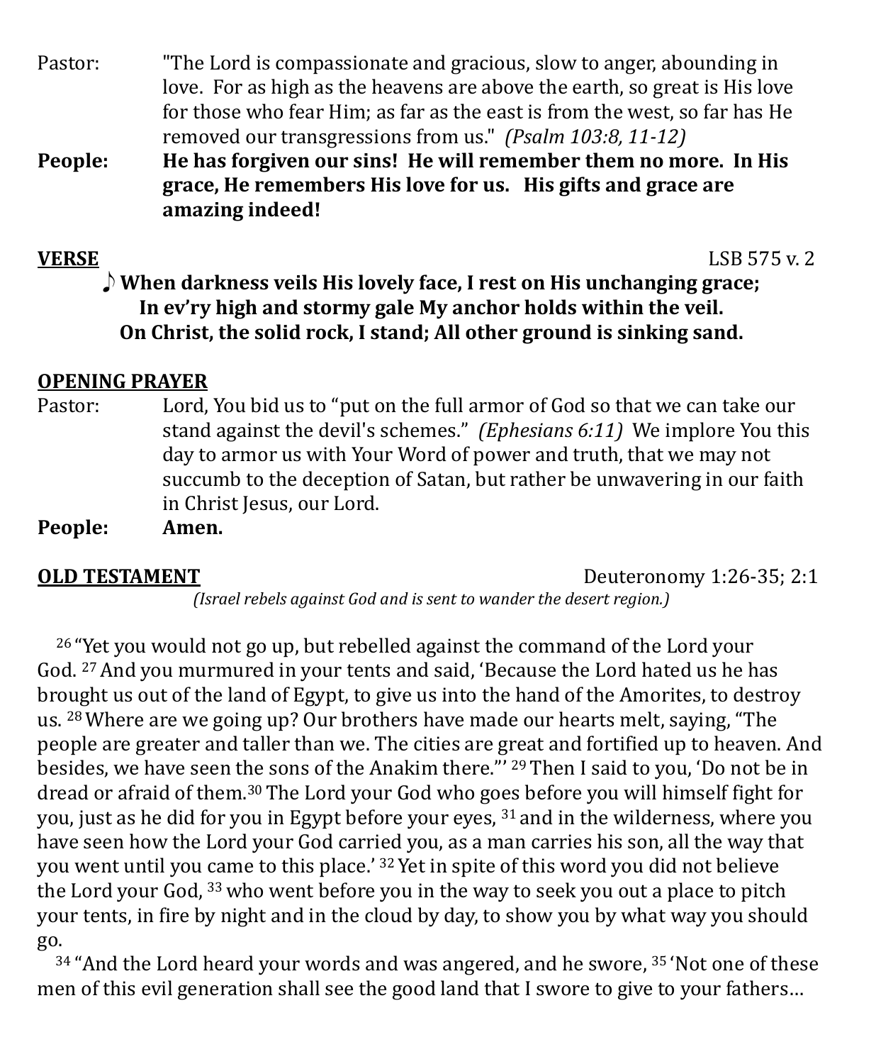Pastor: "The Lord is compassionate and gracious, slow to anger, abounding in love. For as high as the heavens are above the earth, so great is His love for those who fear Him; as far as the east is from the west, so far has He removed our transgressions from us." *(Psalm 103:8, 11-12)*

**People: He has forgiven our sins! He will remember them no more. In His grace, He remembers His love for us. His gifts and grace are amazing indeed!**

**VERSE** LSB 575 v. 2

**♪ When darkness veils His lovely face, I rest on His unchanging grace;**
**In ev'ry high and stormy gale My anchor holds within the veil.**
**On Christ, the solid rock, I stand; All other ground is sinking sand.**

**OPENING PRAYER**

Pastor: Lord, You bid us to "put on the full armor of God so that we can take our stand against the devil's schemes." *(Ephesians 6:11)* We implore You this day to armor us with Your Word of power and truth, that we may not succumb to the deception of Satan, but rather be unwavering in our faith in Christ Jesus, our Lord.

**People: Amen.**

**OLD TESTAMENT** Deuteronomy 1:26-35; 2:1

*(Israel rebels against God and is sent to wander the desert region.)*

[26] "Yet you would not go up, but rebelled against the command of the Lord your God. [27] And you murmured in your tents and said, 'Because the Lord hated us he has brought us out of the land of Egypt, to give us into the hand of the Amorites, to destroy us. [28] Where are we going up? Our brothers have made our hearts melt, saying, "The people are greater and taller than we. The cities are great and fortified up to heaven. And besides, we have seen the sons of the Anakim there."' [29] Then I said to you, 'Do not be in dread or afraid of them.[30] The Lord your God who goes before you will himself fight for you, just as he did for you in Egypt before your eyes, [31] and in the wilderness, where you have seen how the Lord your God carried you, as a man carries his son, all the way that you went until you came to this place.' [32] Yet in spite of this word you did not believe the Lord your God, [33] who went before you in the way to seek you out a place to pitch your tents, in fire by night and in the cloud by day, to show you by what way you should go.

[34] "And the Lord heard your words and was angered, and he swore, [35] 'Not one of these men of this evil generation shall see the good land that I swore to give to your fathers…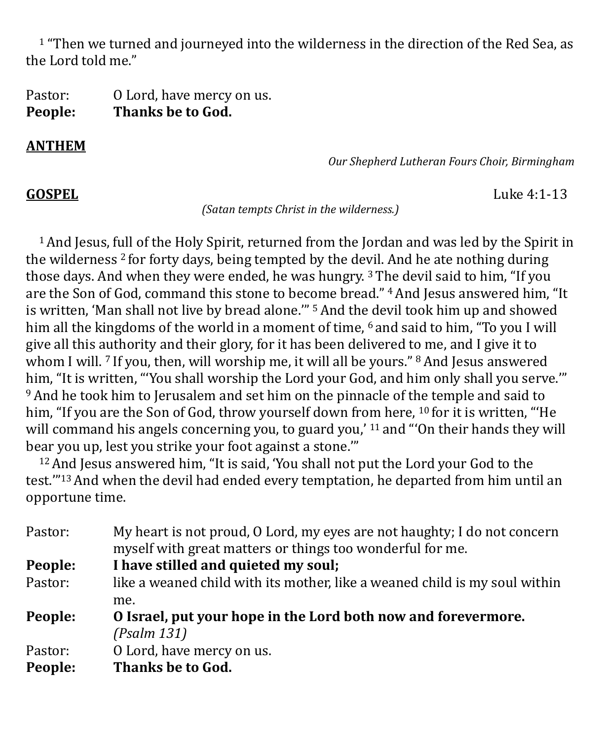[1] "Then we turned and journeyed into the wilderness in the direction of the Red Sea, as the Lord told me."

Pastor: O Lord, have mercy on us.
**People: Thanks be to God.**

**ANTHEM**

*Our Shepherd Lutheran Fours Choir, Birmingham*

**GOSPEL** Luke 4:1-13

*(Satan tempts Christ in the wilderness.)*

[1] And Jesus, full of the Holy Spirit, returned from the Jordan and was led by the Spirit in the wilderness [2] for forty days, being tempted by the devil. And he ate nothing during those days. And when they were ended, he was hungry. [3] The devil said to him, "If you are the Son of God, command this stone to become bread." [4] And Jesus answered him, "It is written, 'Man shall not live by bread alone.'" [5] And the devil took him up and showed him all the kingdoms of the world in a moment of time, [6] and said to him, "To you I will give all this authority and their glory, for it has been delivered to me, and I give it to whom I will. [7] If you, then, will worship me, it will all be yours." [8] And Jesus answered him, "It is written, "'You shall worship the Lord your God, and him only shall you serve.'" [9] And he took him to Jerusalem and set him on the pinnacle of the temple and said to him, "If you are the Son of God, throw yourself down from here, [10] for it is written, "'He will command his angels concerning you, to guard you,' [11] and "'On their hands they will bear you up, lest you strike your foot against a stone.'"

[12] And Jesus answered him, "It is said, 'You shall not put the Lord your God to the test.'"[13] And when the devil had ended every temptation, he departed from him until an opportune time.

Pastor: My heart is not proud, O Lord, my eyes are not haughty; I do not concern myself with great matters or things too wonderful for me.
**People: I have stilled and quieted my soul;**
Pastor: like a weaned child with its mother, like a weaned child is my soul within me.
**People: O Israel, put your hope in the Lord both now and forevermore.** *(Psalm 131)*
Pastor: O Lord, have mercy on us.
**People: Thanks be to God.**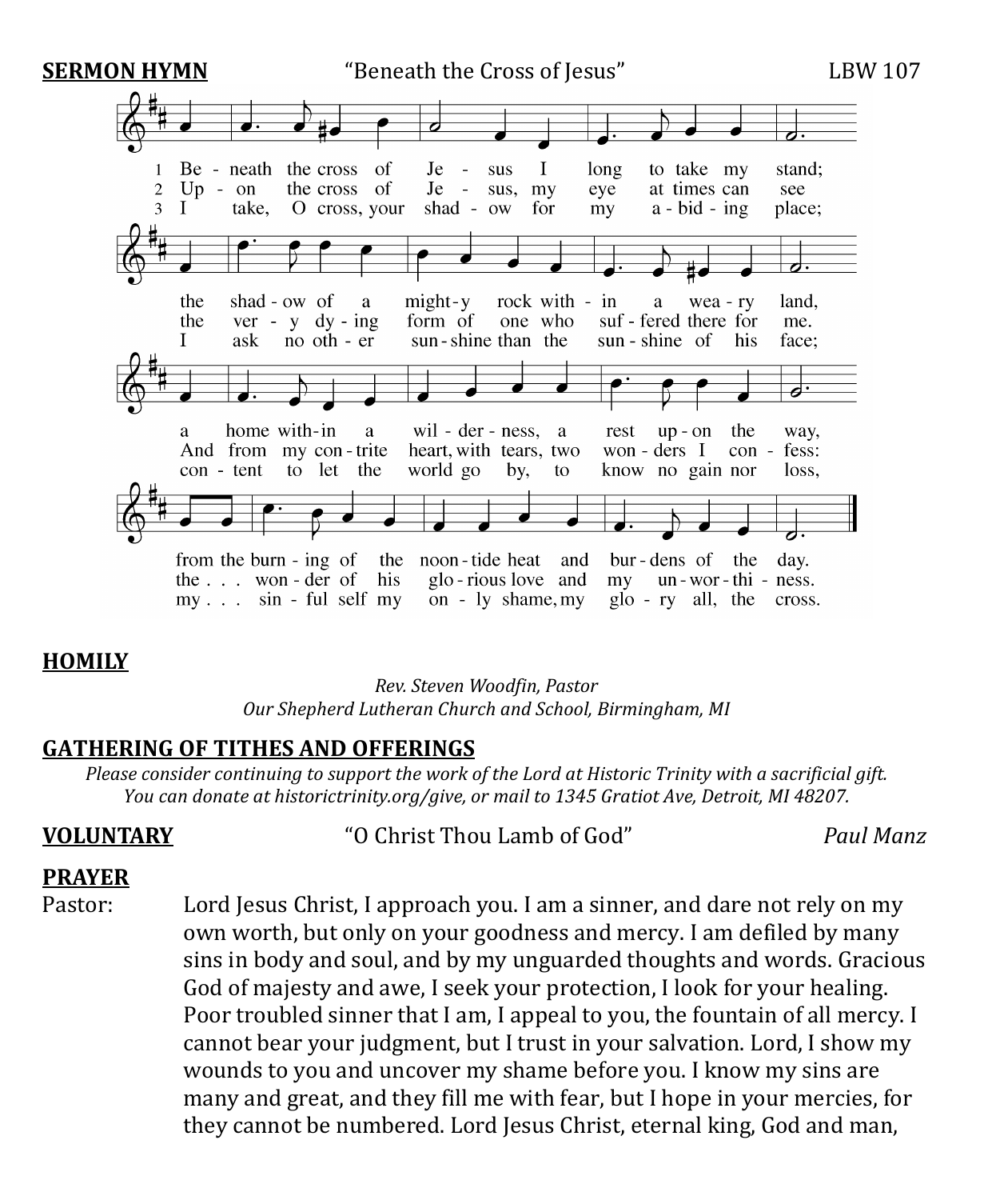**SERMON HYMN** "Beneath the Cross of Jesus" LBW 107

1 Beneath the cross of Jesus I long to take my stand;
the shadow of a mighty rock within a weary land,
a home within a wilderness, a rest upon the way,
from the burning of the noontide heat and burdens of the day.

2 Upon the cross of Jesus, my eye at times can see
the very dying form of one who suffered there for me.
And from my contrite heart, with tears, two wonders I confess:
the . . . wonder of his glorious love and my unworthiness.

3 I take, O cross, your shadow for my abiding place;
I ask no other sunshine than the sunshine of his face;
content to let the world go by, to know no gain nor loss,
my . . . sinful self my only shame, my glory all, the cross.

**HOMILY**

*Rev. Steven Woodfin, Pastor*
*Our Shepherd Lutheran Church and School, Birmingham, MI*

**GATHERING OF TITHES AND OFFERINGS**

*Please consider continuing to support the work of the Lord at Historic Trinity with a sacrificial gift. You can donate at historictrinity.org/give, or mail to 1345 Gratiot Ave, Detroit, MI 48207.*

**VOLUNTARY** "O Christ Thou Lamb of God" *Paul Manz*

**PRAYER**

Pastor: Lord Jesus Christ, I approach you. I am a sinner, and dare not rely on my own worth, but only on your goodness and mercy. I am defiled by many sins in body and soul, and by my unguarded thoughts and words. Gracious God of majesty and awe, I seek your protection, I look for your healing. Poor troubled sinner that I am, I appeal to you, the fountain of all mercy. I cannot bear your judgment, but I trust in your salvation. Lord, I show my wounds to you and uncover my shame before you. I know my sins are many and great, and they fill me with fear, but I hope in your mercies, for they cannot be numbered. Lord Jesus Christ, eternal king, God and man,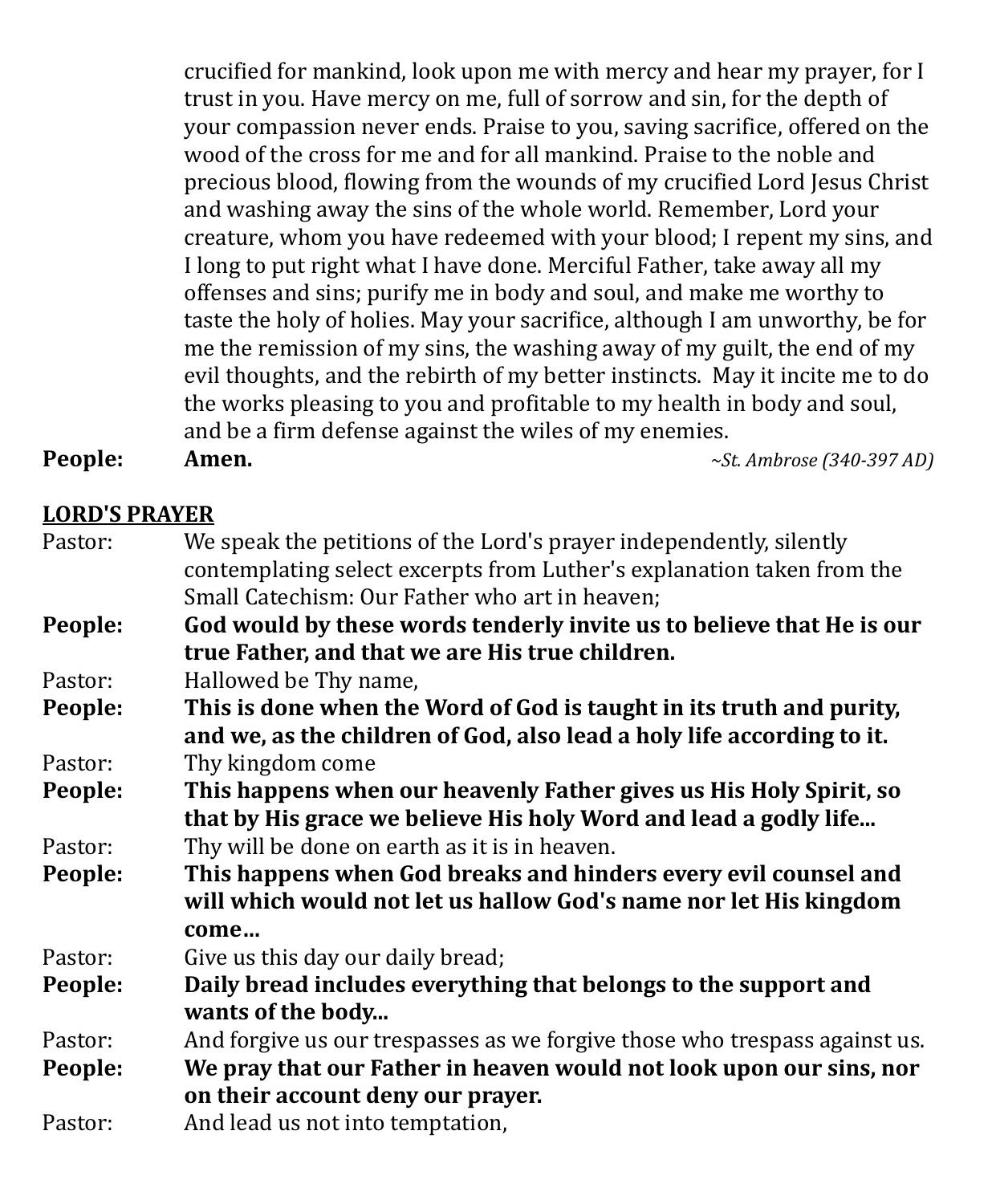crucified for mankind, look upon me with mercy and hear my prayer, for I trust in you. Have mercy on me, full of sorrow and sin, for the depth of your compassion never ends. Praise to you, saving sacrifice, offered on the wood of the cross for me and for all mankind. Praise to the noble and precious blood, flowing from the wounds of my crucified Lord Jesus Christ and washing away the sins of the whole world. Remember, Lord your creature, whom you have redeemed with your blood; I repent my sins, and I long to put right what I have done. Merciful Father, take away all my offenses and sins; purify me in body and soul, and make me worthy to taste the holy of holies. May your sacrifice, although I am unworthy, be for me the remission of my sins, the washing away of my guilt, the end of my evil thoughts, and the rebirth of my better instincts. May it incite me to do the works pleasing to you and profitable to my health in body and soul, and be a firm defense against the wiles of my enemies.

**People:** **Amen.** *~St. Ambrose (340-397 AD)*

## LORD'S PRAYER

Pastor: We speak the petitions of the Lord's prayer independently, silently contemplating select excerpts from Luther's explanation taken from the Small Catechism: Our Father who art in heaven;

**People:** **God would by these words tenderly invite us to believe that He is our true Father, and that we are His true children.**

Pastor: Hallowed be Thy name,

**People:** **This is done when the Word of God is taught in its truth and purity, and we, as the children of God, also lead a holy life according to it.**

Pastor: Thy kingdom come

**People:** **This happens when our heavenly Father gives us His Holy Spirit, so that by His grace we believe His holy Word and lead a godly life...**

Pastor: Thy will be done on earth as it is in heaven.

**People:** **This happens when God breaks and hinders every evil counsel and will which would not let us hallow God's name nor let His kingdom come…**

Pastor: Give us this day our daily bread;

**People:** **Daily bread includes everything that belongs to the support and wants of the body...**

Pastor: And forgive us our trespasses as we forgive those who trespass against us.

**People:** **We pray that our Father in heaven would not look upon our sins, nor on their account deny our prayer.**

Pastor: And lead us not into temptation,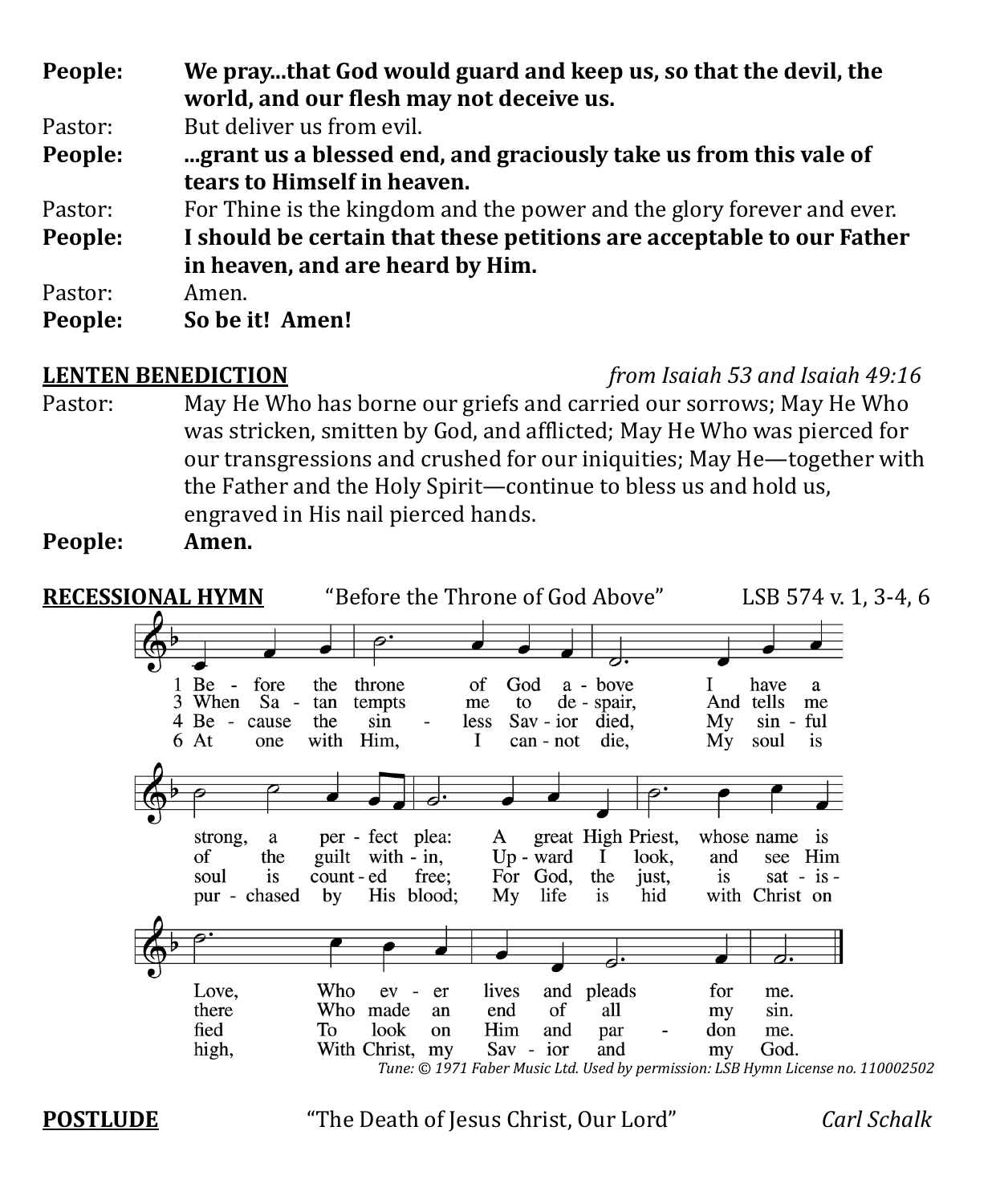**People:** **We pray...that God would guard and keep us, so that the devil, the world, and our flesh may not deceive us.**

Pastor: But deliver us from evil.

**People:** **...grant us a blessed end, and graciously take us from this vale of tears to Himself in heaven.**

Pastor: For Thine is the kingdom and the power and the glory forever and ever.

**People:** **I should be certain that these petitions are acceptable to our Father in heaven, and are heard by Him.**

Pastor: Amen.

**People:** **So be it! Amen!**

**LENTEN BENEDICTION** *from Isaiah 53 and Isaiah 49:16*

Pastor: May He Who has borne our griefs and carried our sorrows; May He Who was stricken, smitten by God, and afflicted; May He Who was pierced for our transgressions and crushed for our iniquities; May He—together with the Father and the Holy Spirit—continue to bless us and hold us, engraved in His nail pierced hands.

**People:** **Amen.**

**RECESSIONAL HYMN** "Before the Throne of God Above" LSB 574 v. 1, 3-4, 6

1 Before the throne of God above I have a strong, a perfect plea: A great High Priest, whose name is Love, Who ever lives and pleads for me.

3 When Satan tempts me to despair, And tells me of the guilt within, Upward I look, and see Him there Who made an end of all my sin.

4 Because the sinless Savior died, My sinful soul is counted free; For God, the just, is satisfied To look on Him and pardon me.

6 At one with Him, I cannot die, My soul is purchased by His blood; My life is hid with Christ on high, With Christ, my Savior and my God.

*Tune: © 1971 Faber Music Ltd. Used by permission: LSB Hymn License no. 110002502*

**POSTLUDE** "The Death of Jesus Christ, Our Lord" *Carl Schalk*